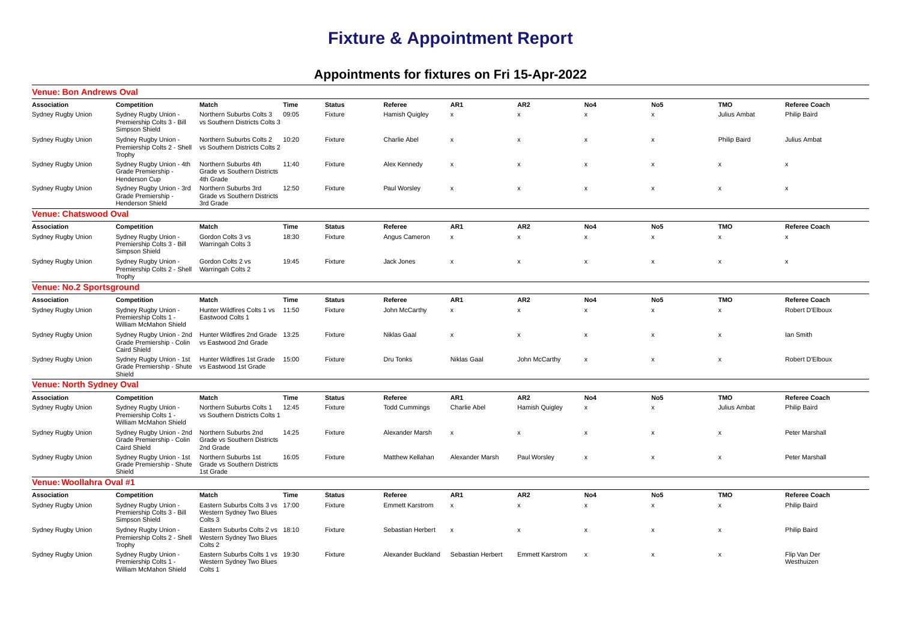# Fixture & Appointment Report

## Appointments for fixtures on Fri 15-Apr-2022

### Venue: Bon Andrews Oval

| Association | Competition | Match | Time | Status | Referee | AR1 | AR2 | No4 | No5 | TMO | Referee Coach |
|---|---|---|---|---|---|---|---|---|---|---|---|
| Sydney Rugby Union | Sydney Rugby Union - Premiership Colts 3 - Bill Simpson Shield | Northern Suburbs Colts 3 vs Southern Districts Colts 3 | 09:05 | Fixture | Hamish Quigley | x | x | x | x | Julius Ambat | Philip Baird |
| Sydney Rugby Union | Sydney Rugby Union - Premiership Colts 2 - Shell Trophy | Northern Suburbs Colts 2 vs Southern Districts Colts 2 | 10:20 | Fixture | Charlie Abel | x | x | x | x | Philip Baird | Julius Ambat |
| Sydney Rugby Union | Sydney Rugby Union - 4th Grade Premiership - Henderson Cup | Northern Suburbs 4th Grade vs Southern Districts 4th Grade | 11:40 | Fixture | Alex Kennedy | x | x | x | x | x | x |
| Sydney Rugby Union | Sydney Rugby Union - 3rd Grade Premiership - Henderson Shield | Northern Suburbs 3rd Grade vs Southern Districts 3rd Grade | 12:50 | Fixture | Paul Worsley | x | x | x | x | x | x |

### Venue: Chatswood Oval

| Association | Competition | Match | Time | Status | Referee | AR1 | AR2 | No4 | No5 | TMO | Referee Coach |
|---|---|---|---|---|---|---|---|---|---|---|---|
| Sydney Rugby Union | Sydney Rugby Union - Premiership Colts 3 - Bill Simpson Shield | Gordon Colts 3 vs Warringah Colts 3 | 18:30 | Fixture | Angus Cameron | x | x | x | x | x | x |
| Sydney Rugby Union | Sydney Rugby Union - Premiership Colts 2 - Shell Trophy | Gordon Colts 2 vs Warringah Colts 2 | 19:45 | Fixture | Jack Jones | x | x | x | x | x | x |

### Venue: No.2 Sportsground

| Association | Competition | Match | Time | Status | Referee | AR1 | AR2 | No4 | No5 | TMO | Referee Coach |
|---|---|---|---|---|---|---|---|---|---|---|---|
| Sydney Rugby Union | Sydney Rugby Union - Premiership Colts 1 - William McMahon Shield | Hunter Wildfires Colts 1 vs Eastwood Colts 1 | 11:50 | Fixture | John McCarthy | x | x | x | x | x | Robert D'Elboux |
| Sydney Rugby Union | Sydney Rugby Union - 2nd Grade Premiership - Colin Caird Shield | Hunter Wildfires 2nd Grade vs Eastwood 2nd Grade | 13:25 | Fixture | Niklas Gaal | x | x | x | x | x | Ian Smith |
| Sydney Rugby Union | Sydney Rugby Union - 1st Grade Premiership - Shute Shield | Hunter Wildfires 1st Grade vs Eastwood 1st Grade | 15:00 | Fixture | Dru Tonks | Niklas Gaal | John McCarthy | x | x | x | Robert D'Elboux |

### Venue: North Sydney Oval

| Association | Competition | Match | Time | Status | Referee | AR1 | AR2 | No4 | No5 | TMO | Referee Coach |
|---|---|---|---|---|---|---|---|---|---|---|---|
| Sydney Rugby Union | Sydney Rugby Union - Premiership Colts 1 - William McMahon Shield | Northern Suburbs Colts 1 vs Southern Districts Colts 1 | 12:45 | Fixture | Todd Cummings | Charlie Abel | Hamish Quigley | x | x | Julius Ambat | Philip Baird |
| Sydney Rugby Union | Sydney Rugby Union - 2nd Grade Premiership - Colin Caird Shield | Northern Suburbs 2nd Grade vs Southern Districts 2nd Grade | 14:25 | Fixture | Alexander Marsh | x | x | x | x | x | Peter Marshall |
| Sydney Rugby Union | Sydney Rugby Union - 1st Grade Premiership - Shute Shield | Northern Suburbs 1st Grade vs Southern Districts 1st Grade | 16:05 | Fixture | Matthew Kellahan | Alexander Marsh | Paul Worsley | x | x | x | Peter Marshall |

### Venue: Woollahra Oval #1

| Association | Competition | Match | Time | Status | Referee | AR1 | AR2 | No4 | No5 | TMO | Referee Coach |
|---|---|---|---|---|---|---|---|---|---|---|---|
| Sydney Rugby Union | Sydney Rugby Union - Premiership Colts 3 - Bill Simpson Shield | Eastern Suburbs Colts 3 vs Western Sydney Two Blues Colts 3 | 17:00 | Fixture | Emmett Karstrom | x | x | x | x | x | Philip Baird |
| Sydney Rugby Union | Sydney Rugby Union - Premiership Colts 2 - Shell Trophy | Eastern Suburbs Colts 2 vs Western Sydney Two Blues Colts 2 | 18:10 | Fixture | Sebastian Herbert | x | x | x | x | x | Philip Baird |
| Sydney Rugby Union | Sydney Rugby Union - Premiership Colts 1 - William McMahon Shield | Eastern Suburbs Colts 1 vs Western Sydney Two Blues Colts 1 | 19:30 | Fixture | Alexander Buckland | Sebastian Herbert | Emmett Karstrom | x | x | x | Flip Van Der Westhuizen |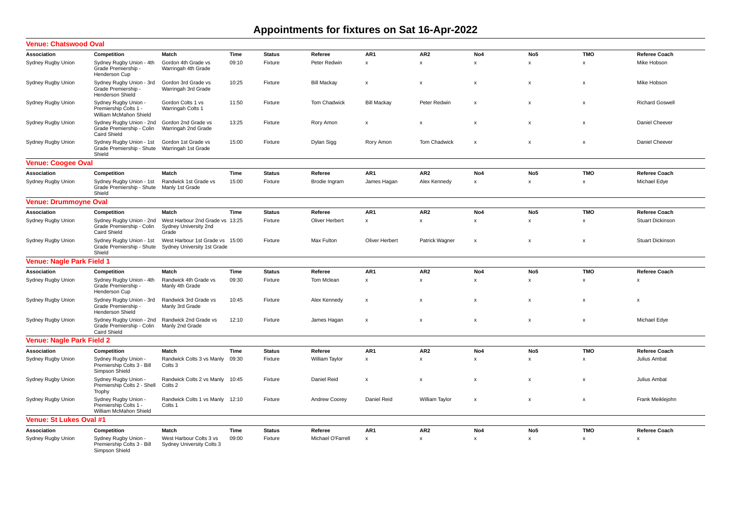# Appointments for fixtures on Sat 16-Apr-2022

## Venue: Chatswood Oval

| Association | Competition | Match | Time | Status | Referee | AR1 | AR2 | No4 | No5 | TMO | Referee Coach |
|---|---|---|---|---|---|---|---|---|---|---|---|
| Sydney Rugby Union | Sydney Rugby Union - 4th Grade Premiership - Henderson Cup | Gordon 4th Grade vs Warringah 4th Grade | 09:10 | Fixture | Peter Redwin | x | x | x | x | x | Mike Hobson |
| Sydney Rugby Union | Sydney Rugby Union - 3rd Grade Premiership - Henderson Shield | Gordon 3rd Grade vs Warringah 3rd Grade | 10:25 | Fixture | Bill Mackay | x | x | x | x | x | Mike Hobson |
| Sydney Rugby Union | Sydney Rugby Union - Premiership Colts 1 - William McMahon Shield | Gordon Colts 1 vs Warringah Colts 1 | 11:50 | Fixture | Tom Chadwick | Bill Mackay | Peter Redwin | x | x | x | Richard Goswell |
| Sydney Rugby Union | Sydney Rugby Union - 2nd Grade Premiership - Colin Caird Shield | Gordon 2nd Grade vs Warringah 2nd Grade | 13:25 | Fixture | Rory Amon | x | x | x | x | x | Daniel Cheever |
| Sydney Rugby Union | Sydney Rugby Union - 1st Grade Premiership - Shute Shield | Gordon 1st Grade vs Warringah 1st Grade | 15:00 | Fixture | Dylan Sigg | Rory Amon | Tom Chadwick | x | x | x | Daniel Cheever |

## Venue: Coogee Oval

| Association | Competition | Match | Time | Status | Referee | AR1 | AR2 | No4 | No5 | TMO | Referee Coach |
|---|---|---|---|---|---|---|---|---|---|---|---|
| Sydney Rugby Union | Sydney Rugby Union - 1st Grade Premiership - Shute Shield | Randwick 1st Grade vs Manly 1st Grade | 15:00 | Fixture | Brodie Ingram | James Hagan | Alex Kennedy | x | x | x | Michael Edye |

## Venue: Drummoyne Oval

| Association | Competition | Match | Time | Status | Referee | AR1 | AR2 | No4 | No5 | TMO | Referee Coach |
|---|---|---|---|---|---|---|---|---|---|---|---|
| Sydney Rugby Union | Sydney Rugby Union - 2nd Grade Premiership - Colin Caird Shield | West Harbour 2nd Grade vs Sydney University 2nd Grade | 13:25 | Fixture | Oliver Herbert | x | x | x | x | x | Stuart Dickinson |
| Sydney Rugby Union | Sydney Rugby Union - 1st Grade Premiership - Shute Shield | West Harbour 1st Grade vs Sydney University 1st Grade | 15:00 | Fixture | Max Fulton | Oliver Herbert | Patrick Wagner | x | x | x | Stuart Dickinson |

## Venue: Nagle Park Field 1

| Association | Competition | Match | Time | Status | Referee | AR1 | AR2 | No4 | No5 | TMO | Referee Coach |
|---|---|---|---|---|---|---|---|---|---|---|---|
| Sydney Rugby Union | Sydney Rugby Union - 4th Grade Premiership - Henderson Cup | Randwick 4th Grade vs Manly 4th Grade | 09:30 | Fixture | Tom Mclean | x | x | x | x | x | x |
| Sydney Rugby Union | Sydney Rugby Union - 3rd Grade Premiership - Henderson Shield | Randwick 3rd Grade vs Manly 3rd Grade | 10:45 | Fixture | Alex Kennedy | x | x | x | x | x | x |
| Sydney Rugby Union | Sydney Rugby Union - 2nd Grade Premiership - Colin Caird Shield | Randwick 2nd Grade vs Manly 2nd Grade | 12:10 | Fixture | James Hagan | x | x | x | x | x | Michael Edye |

## Venue: Nagle Park Field 2

| Association | Competition | Match | Time | Status | Referee | AR1 | AR2 | No4 | No5 | TMO | Referee Coach |
|---|---|---|---|---|---|---|---|---|---|---|---|
| Sydney Rugby Union | Sydney Rugby Union - Premiership Colts 3 - Bill Simpson Shield | Randwick Colts 3 vs Manly Colts 3 | 09:30 | Fixture | William Taylor | x | x | x | x | x | Julius Ambat |
| Sydney Rugby Union | Sydney Rugby Union - Premiership Colts 2 - Shell Trophy | Randwick Colts 2 vs Manly Colts 2 | 10:45 | Fixture | Daniel Reid | x | x | x | x | x | Julius Ambat |
| Sydney Rugby Union | Sydney Rugby Union - Premiership Colts 1 - William McMahon Shield | Randwick Colts 1 vs Manly Colts 1 | 12:10 | Fixture | Andrew Coorey | Daniel Reid | William Taylor | x | x | x | Frank Meiklejohn |

## Venue: St Lukes Oval #1

| Association | Competition | Match | Time | Status | Referee | AR1 | AR2 | No4 | No5 | TMO | Referee Coach |
|---|---|---|---|---|---|---|---|---|---|---|---|
| Sydney Rugby Union | Sydney Rugby Union - Premiership Colts 3 - Bill Simpson Shield | West Harbour Colts 3 vs Sydney University Colts 3 | 09:00 | Fixture | Michael O'Farrell | x | x | x | x | x | x |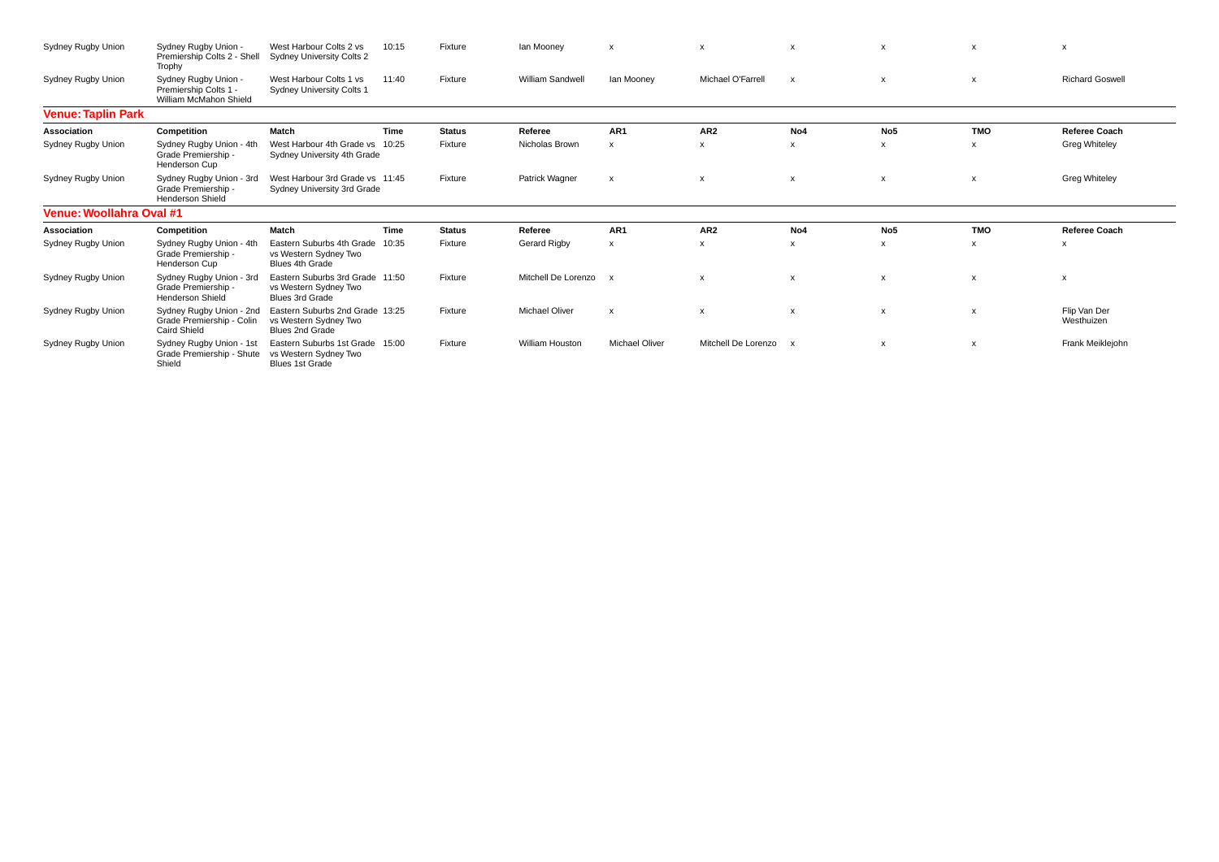| Association | Competition | Match | Time | Status | Referee | AR1 | AR2 | No4 | No5 | TMO | Referee Coach |
|---|---|---|---|---|---|---|---|---|---|---|---|
| Sydney Rugby Union | Sydney Rugby Union - Premiership Colts 2 - Shell Trophy | West Harbour Colts 2 vs Sydney University Colts 2 | 10:15 | Fixture | Ian Mooney | x | x | x | x | x | x |
| Sydney Rugby Union | Sydney Rugby Union - Premiership Colts 1 - William McMahon Shield | West Harbour Colts 1 vs Sydney University Colts 1 | 11:40 | Fixture | William Sandwell | Ian Mooney | Michael O'Farrell | x | x | x | Richard Goswell |

## Venue: Taplin Park

| Association | Competition | Match | Time | Status | Referee | AR1 | AR2 | No4 | No5 | TMO | Referee Coach |
|---|---|---|---|---|---|---|---|---|---|---|---|
| Sydney Rugby Union | Sydney Rugby Union - 4th Grade Premiership - Henderson Cup | West Harbour 4th Grade vs Sydney University 4th Grade | 10:25 | Fixture | Nicholas Brown | x | x | x | x | x | Greg Whiteley |
| Sydney Rugby Union | Sydney Rugby Union - 3rd Grade Premiership - Henderson Shield | West Harbour 3rd Grade vs Sydney University 3rd Grade | 11:45 | Fixture | Patrick Wagner | x | x | x | x | x | Greg Whiteley |

## Venue: Woollahra Oval #1

| Association | Competition | Match | Time | Status | Referee | AR1 | AR2 | No4 | No5 | TMO | Referee Coach |
|---|---|---|---|---|---|---|---|---|---|---|---|
| Sydney Rugby Union | Sydney Rugby Union - 4th Grade Premiership - Henderson Cup | Eastern Suburbs 4th Grade vs Western Sydney Two Blues 4th Grade | 10:35 | Fixture | Gerard Rigby | x | x | x | x | x | x |
| Sydney Rugby Union | Sydney Rugby Union - 3rd Grade Premiership - Henderson Shield | Eastern Suburbs 3rd Grade vs Western Sydney Two Blues 3rd Grade | 11:50 | Fixture | Mitchell De Lorenzo | x | x | x | x | x | x |
| Sydney Rugby Union | Sydney Rugby Union - 2nd Grade Premiership - Colin Caird Shield | Eastern Suburbs 2nd Grade vs Western Sydney Two Blues 2nd Grade | 13:25 | Fixture | Michael Oliver | x | x | x | x | x | Flip Van Der Westhuizen |
| Sydney Rugby Union | Sydney Rugby Union - 1st Grade Premiership - Shute Shield | Eastern Suburbs 1st Grade vs Western Sydney Two Blues 1st Grade | 15:00 | Fixture | William Houston | Michael Oliver | Mitchell De Lorenzo | x | x | x | Frank Meiklejohn |